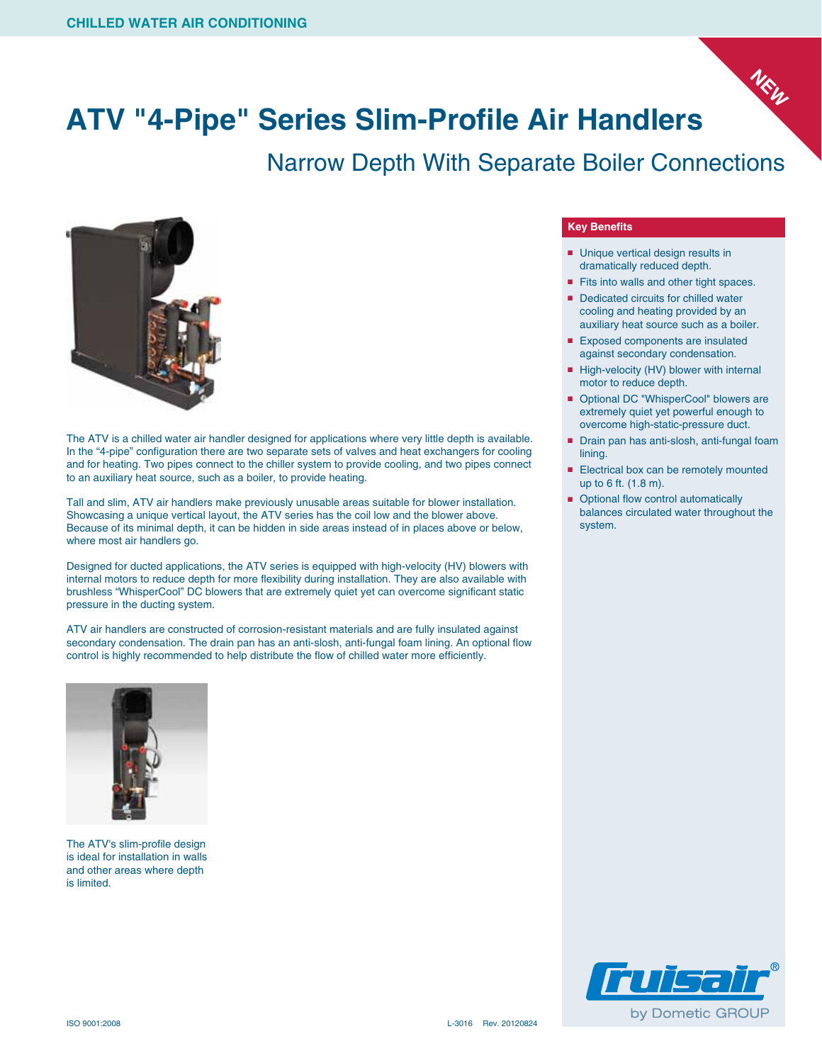CHILLED WATER AIR CONDITIONING

NEW

# ATV "4-Pipe" Series Slim-Profile Air Handlers

## Narrow Depth With Separate Boiler Connections

The ATV is a chilled water air handler designed for applications where very little depth is available. In the "4-pipe" configuration there are two separate sets of valves and heat exchangers for cooling and for heating. Two pipes connect to the chiller system to provide cooling, and two pipes connect to an auxiliary heat source, such as a boiler, to provide heating.

Tall and slim, ATV air handlers make previously unusable areas suitable for blower installation. Showcasing a unique vertical layout, the ATV series has the coil low and the blower above. Because of its minimal depth, it can be hidden in side areas instead of in places above or below, where most air handlers go.

Designed for ducted applications, the ATV series is equipped with high-velocity (HV) blowers with internal motors to reduce depth for more flexibility during installation. They are also available with brushless "WhisperCool" DC blowers that are extremely quiet yet can overcome significant static pressure in the ducting system.

ATV air handlers are constructed of corrosion-resistant materials and are fully insulated against secondary condensation. The drain pan has an anti-slosh, anti-fungal foam lining. An optional flow control is highly recommended to help distribute the flow of chilled water more efficiently.

The ATV's slim-profile design is ideal for installation in walls and other areas where depth is limited.

### Key Benefits

- Unique vertical design results in dramatically reduced depth.
- Fits into walls and other tight spaces.
- Dedicated circuits for chilled water cooling and heating provided by an auxiliary heat source such as a boiler.
- Exposed components are insulated against secondary condensation.
- High-velocity (HV) blower with internal motor to reduce depth.
- Optional DC "WhisperCool" blowers are extremely quiet yet powerful enough to overcome high-static-pressure duct.
- Drain pan has anti-slosh, anti-fungal foam lining.
- Electrical box can be remotely mounted up to 6 ft. (1.8 m).
- Optional flow control automatically balances circulated water throughout the system.

Cruisair® by Dometic GROUP

ISO 9001:2008 L-3016 Rev. 20120824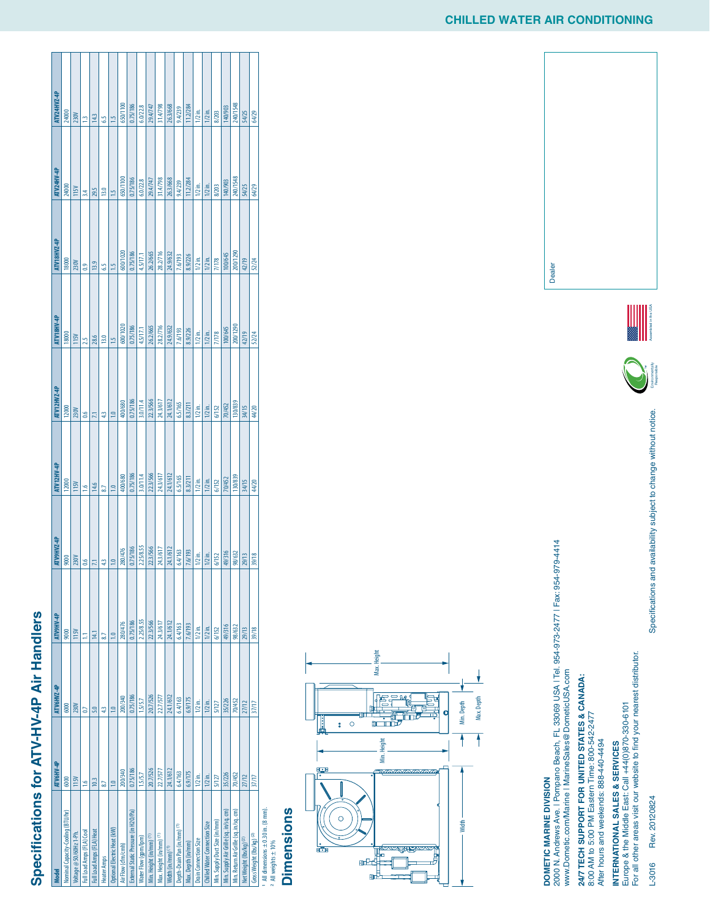# Specifications for ATV-HV-4P Air Handlers

| Model | ATV6HV-4P | ATV6HVZ-4P | ATV9HV-4P | ATV9HVZ-4P | ATV12HV-4P | ATV12HVZ-4P | ATV18HV-4P | ATV18HVZ-4P | ATV24HV-4P | ATV24HVZ-4P |
|---|---|---|---|---|---|---|---|---|---|---|
| Nominal Capacity-Cooling (BTU/hr) | 6000 | 6000 | 9000 | 9000 | 12000 | 12000 | 18000 | 18000 | 24000 | 24000 |
| Voltage @ 50/60Hz 1-Ph. | 115V | 230V | 115V | 230V | 115V | 230V | 115V | 230V | 115V | 230V |
| Full Load Amps (FLA) Cool | 1.6 | 0.7 | 1.1 | 0.6 | 1.6 | 0.6 | 2.5 | 0.9 | 3.4 | 1.3 |
| Full Load Amps (FLA) Heat | 10.3 | 5.0 | 14.1 | 7.1 | 14.6 | 7.1 | 28.6 | 13.9 | 29.5 | 14.3 |
| Heater Amps | 8.7 | 4.3 | 8.7 | 4.3 | 8.7 | 4.3 | 13.0 | 6.5 | 13.0 | 6.5 |
| Optional Electric Heat (KW) | 1.0 | 1.0 | 1.0 | 1.0 | 1.0 | 1.0 | 1.5 | 1.5 | 1.5 | 1.5 |
| Air Flow (cfm/cmh) | 200/340 | 200/340 | 280/476 | 280/476 | 400/680 | 400/680 | 600/1020 | 600/1020 | 650/1100 | 650/1100 |
| External Static Pressure (in H2O/Pa) | 0.75/186 | 0.75/186 | 0.75/186 | 0.75/186 | 0.75/186 | 0.75/186 | 0.75/186 | 0.75/186 | 0.75/186 | 0.75/186 |
| Water Flow (gpm/lpm) | 1.5/5.7 | 1.5/5.7 | 2.25/8.55 | 2.25/8.55 | 3.0/11.4 | 3.0/11.4 | 4.5/17.1 | 4.5/17.1 | 6.0/22.8 | 6.0/22.8 |
| Min. Height (in/mm) [1] | 20.7/526 | 20.7/526 | 22.3/566 | 22.3/566 | 22.3/566 | 22.3/566 | 26.2/665 | 26.2/665 | 29.4/747 | 29.4/747 |
| Max. Height (in/mm) [1] | 22.7/577 | 22.7/577 | 24.3/617 | 24.3/617 | 24.3/617 | 24.3/617 | 28.2/716 | 28.2/716 | 31.4/798 | 31.4/798 |
| Width (in/mm) [1] | 24.1/612 | 24.1/612 | 24.1/612 | 24.1/612 | 24.1/612 | 24.1/612 | 24.9/632 | 24.9/632 | 26.3/668 | 26.3/668 |
| Depth-Drain Pan (in/mm) [1] | 6.4/163 | 6.4/163 | 6.4/163 | 6.4/163 | 6.5/165 | 6.5/165 | 7.6/193 | 7.6/193 | 9.4/239 | 9.4/239 |
| Max. Depth (in/mm) | 6.9/175 | 6.9/175 | 7.6/193 | 7.6/193 | 8.3/211 | 8.3/211 | 8.9/226 | 8.9/226 | 11.2/284 | 11.2/284 |
| Drain Connection Size | 1/2 in. | 1/2 in. | 1/2 in. | 1/2 in. | 1/2 in. | 1/2 in. | 1/2 in. | 1/2 in. | 1/2 in. | 1/2 in. |
| Chilled Water Connection Size | 1/2 in. | 1/2 in. | 1/2 in. | 1/2 in. | 1/2 in. | 1/2 in. | 1/2 in. | 1/2 in. | 1/2 in. | 1/2 in. |
| Min. Supply Duct Size (in/mm) | 5/127 | 5/127 | 6/152 | 6/152 | 6/152 | 6/152 | 7/178 | 7/178 | 8/203 | 8/203 |
| Min. Supply Air Grille (sq. in/sq. cm) | 35/226 | 35/226 | 49/316 | 49/316 | 70/452 | 70/452 | 100/645 | 100/645 | 140/903 | 140/903 |
| Min. Return Air Grille (sq. in/sq. cm) | 70/452 | 70/452 | 98/632 | 98/632 | 130/839 | 130/839 | 200/1290 | 200/1290 | 240/1548 | 240/1548 |
| Net Weight (lbs/kg) [2] | 27/12 | 27/12 | 29/13 | 29/13 | 34/15 | 34/15 | 42/19 | 42/19 | 54/25 | 54/25 |
| Gross Weight (lbs/kg) [2] | 37/17 | 37/17 | 39/18 | 39/18 | 44/20 | 44/20 | 52/24 | 52/24 | 64/29 | 64/29 |

[1] All dimensions ± 0.30 in. (8 mm).
[2] All weights ± 10%.

## Dimensions

Width

Min. Height

Max. Height

Min. Depth

Max. Depth

Dealer

**DOMETIC MARINE DIVISION**
2000 N. Andrews Ave. I Pompano Beach, FL 33069 USA I Tel. 954-973-2477 I Fax: 954-979-4414
www.Dometic.com/Marine I MarineSales@DometicUSA.com

**24/7 TECH SUPPORT FOR UNITED STATES & CANADA:**
8:00 AM to 5:00 PM Eastern Time: 800-542-2477
After hours and weekends: 888-440-4494

**INTERNATIONAL SALES & SERVICES**
Europe & the Middle East: Call +44(0)870-330-6101
For all other areas visit our website to find your nearest distributor.

L-3016 Rev. 20120824

Specifications and availability subject to change without notice.

Environmentally Responsible

Assembled in the USA